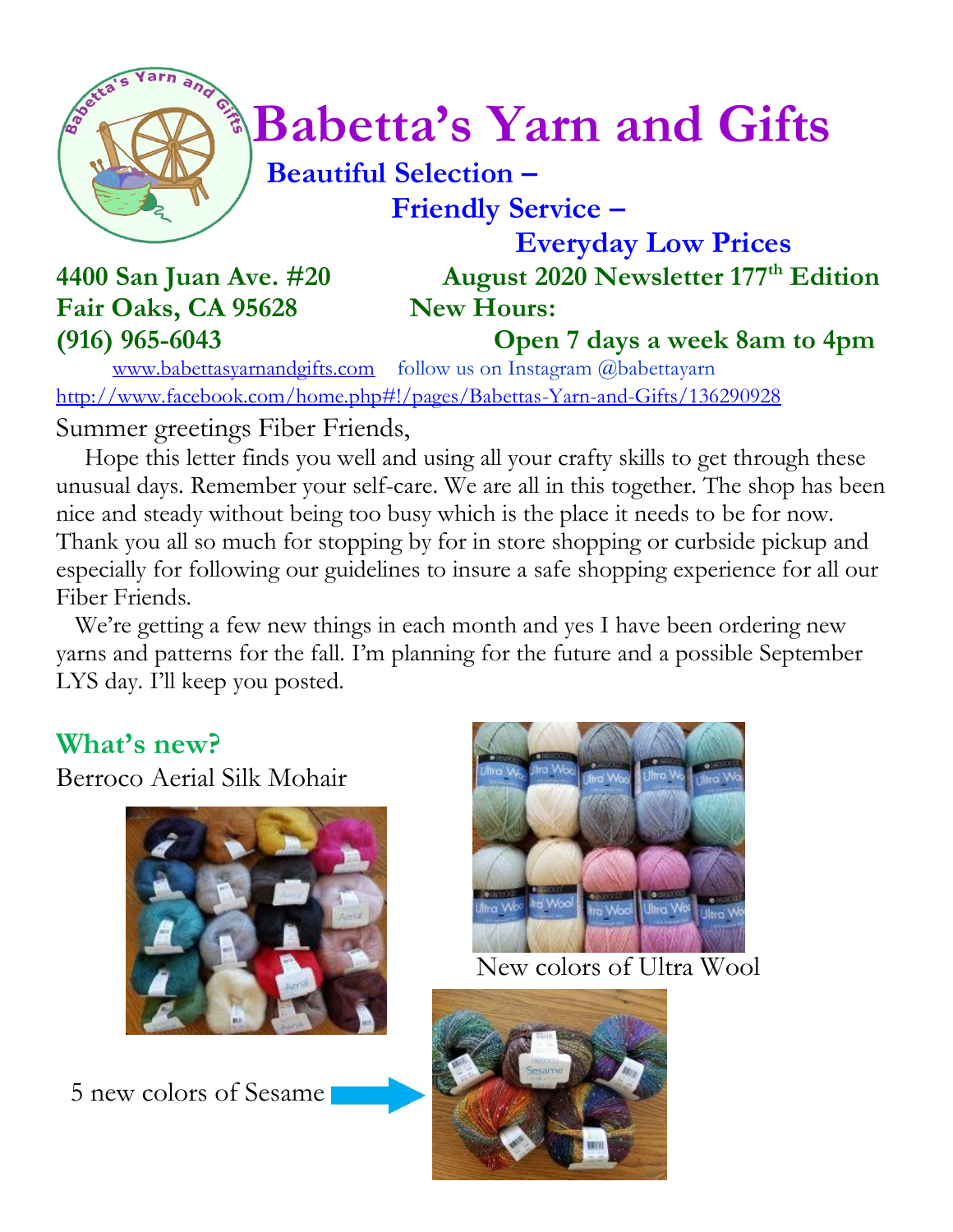# Babetta's Yarn and Gifts

**Beautiful Selection –**

**Friendly Service –**

**Everyday Low Prices**

**4400 San Juan Ave. #20**
**Fair Oaks, CA 95628**
**(916) 965-6043**

**August 2020 Newsletter 177th Edition**

**New Hours:**

**Open 7 days a week 8am to 4pm**

www.babettasyarnandgifts.com follow us on Instagram @babettayarn

http://www.facebook.com/home.php#!/pages/Babettas-Yarn-and-Gifts/136290928

Summer greetings Fiber Friends,

Hope this letter finds you well and using all your crafty skills to get through these unusual days. Remember your self-care. We are all in this together. The shop has been nice and steady without being too busy which is the place it needs to be for now. Thank you all so much for stopping by for in store shopping or curbside pickup and especially for following our guidelines to insure a safe shopping experience for all our Fiber Friends.

We're getting a few new things in each month and yes I have been ordering new yarns and patterns for the fall. I'm planning for the future and a possible September LYS day. I'll keep you posted.

## What's new?

Berroco Aerial Silk Mohair

New colors of Ultra Wool

5 new colors of Sesame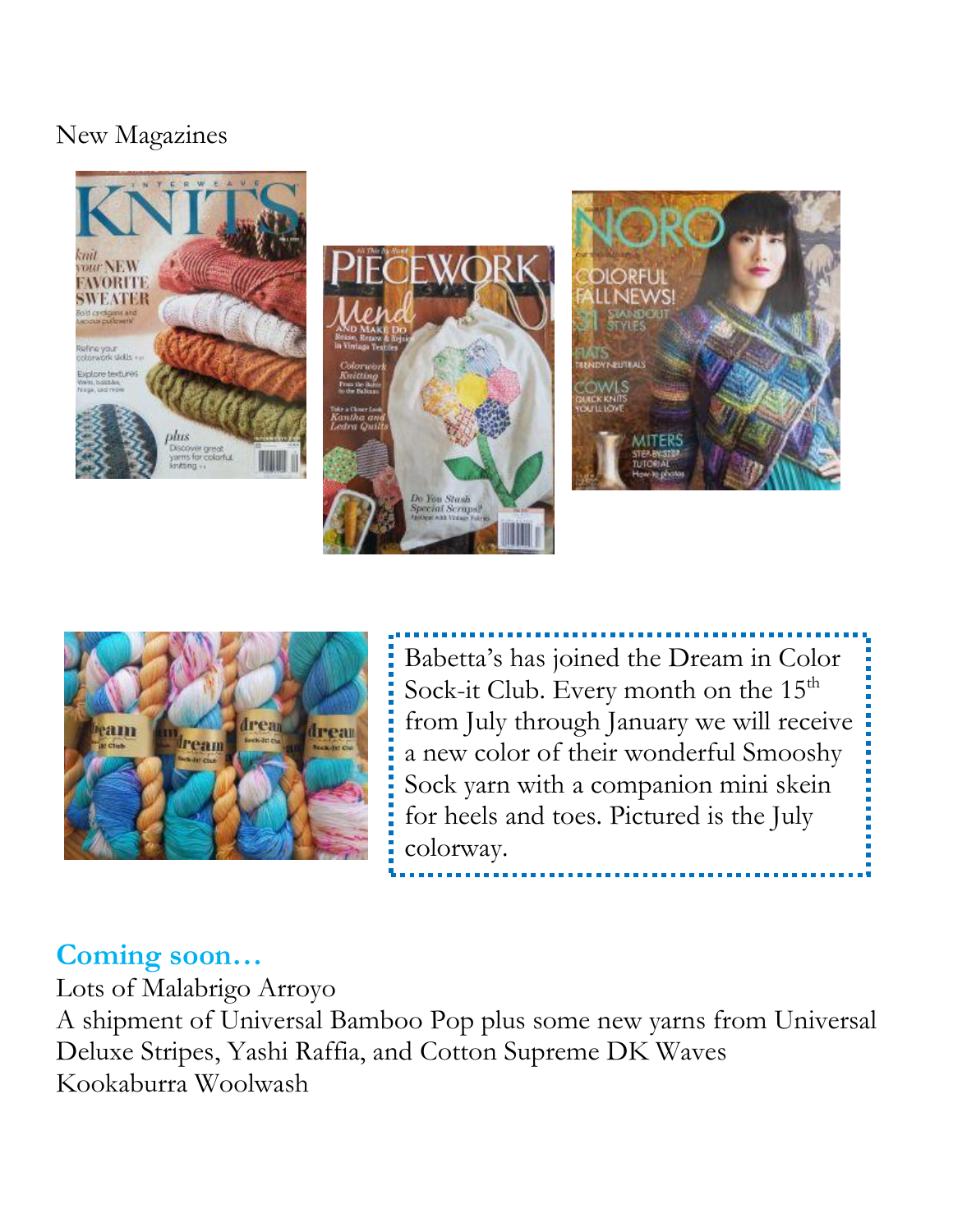New Magazines

Babetta's has joined the Dream in Color Sock-it Club. Every month on the 15th from July through January we will receive a new color of their wonderful Smooshy Sock yarn with a companion mini skein for heels and toes. Pictured is the July colorway.

## Coming soon…

Lots of Malabrigo Arroyo

A shipment of Universal Bamboo Pop plus some new yarns from Universal Deluxe Stripes, Yashi Raffia, and Cotton Supreme DK Waves

Kookaburra Woolwash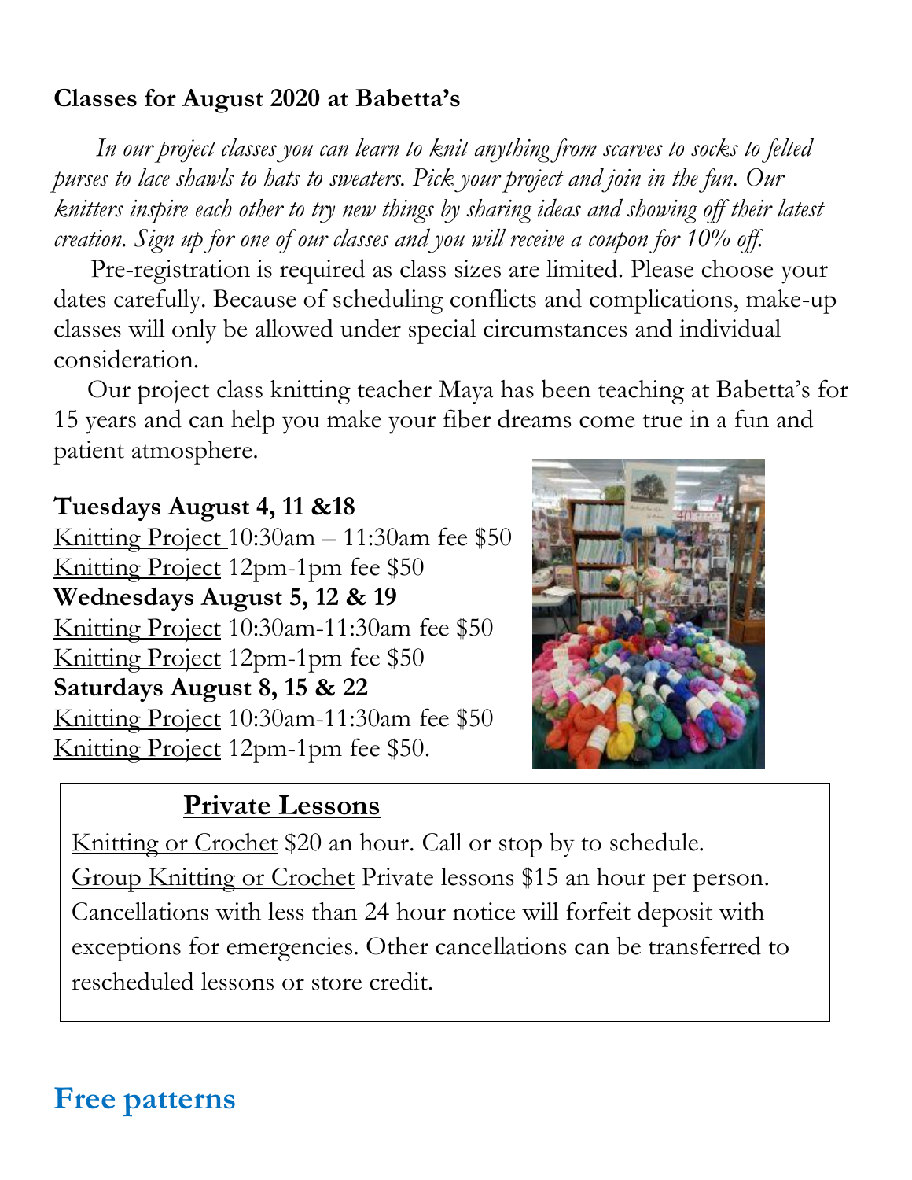**Classes for August 2020 at Babetta's**

*In our project classes you can learn to knit anything from scarves to socks to felted purses to lace shawls to hats to sweaters. Pick your project and join in the fun. Our knitters inspire each other to try new things by sharing ideas and showing off their latest creation. Sign up for one of our classes and you will receive a coupon for 10% off.*

Pre-registration is required as class sizes are limited. Please choose your dates carefully. Because of scheduling conflicts and complications, make-up classes will only be allowed under special circumstances and individual consideration.

Our project class knitting teacher Maya has been teaching at Babetta's for 15 years and can help you make your fiber dreams come true in a fun and patient atmosphere.

**Tuesdays August 4, 11 &18**
Knitting Project 10:30am – 11:30am fee $50
Knitting Project 12pm-1pm fee $50
**Wednesdays August 5, 12 & 19**
Knitting Project 10:30am-11:30am fee $50
Knitting Project 12pm-1pm fee $50
**Saturdays August 8, 15 & 22**
Knitting Project 10:30am-11:30am fee $50
Knitting Project 12pm-1pm fee $50.

**Private Lessons**

Knitting or Crochet $20 an hour. Call or stop by to schedule.
Group Knitting or Crochet Private lessons $15 an hour per person.
Cancellations with less than 24 hour notice will forfeit deposit with exceptions for emergencies. Other cancellations can be transferred to rescheduled lessons or store credit.

## Free patterns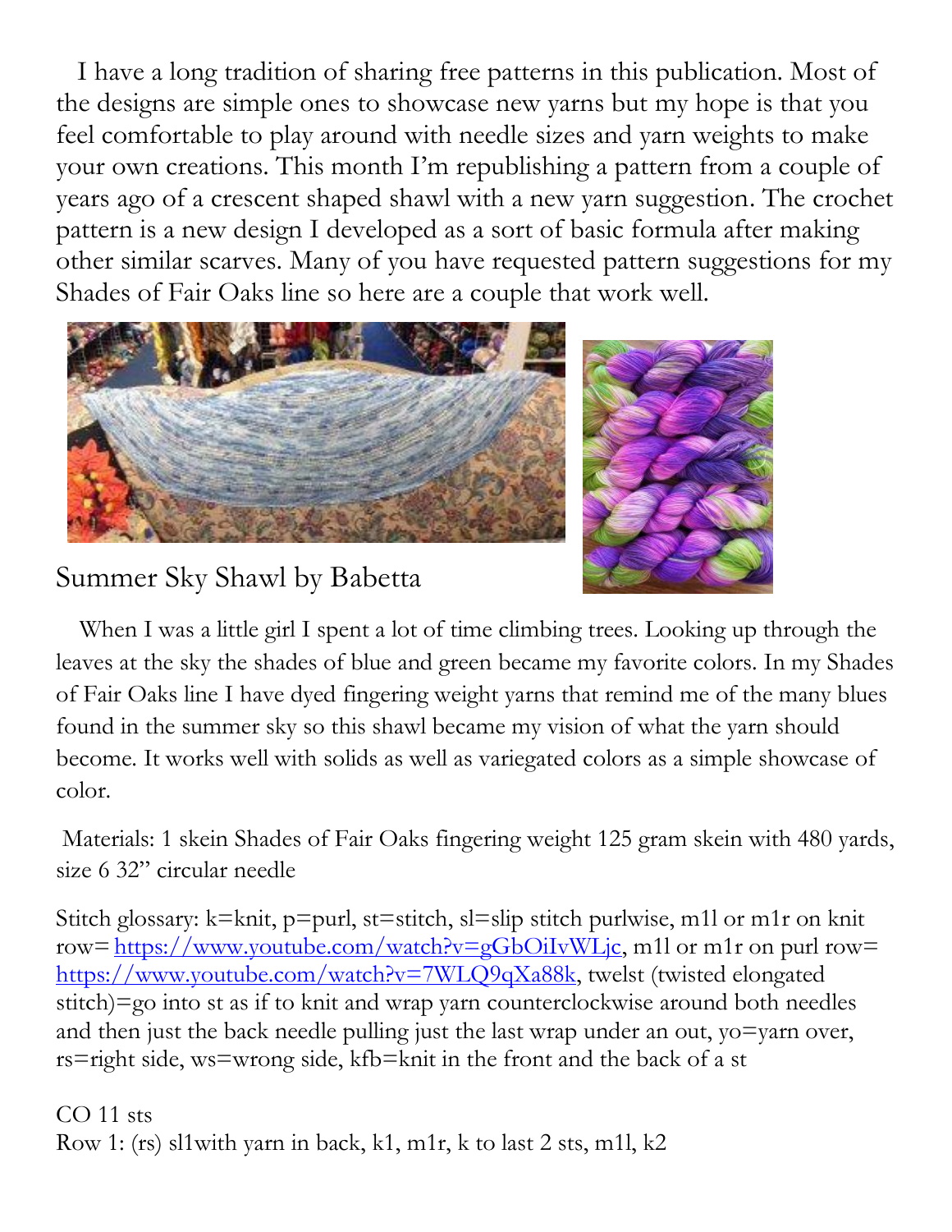I have a long tradition of sharing free patterns in this publication. Most of the designs are simple ones to showcase new yarns but my hope is that you feel comfortable to play around with needle sizes and yarn weights to make your own creations. This month I'm republishing a pattern from a couple of years ago of a crescent shaped shawl with a new yarn suggestion. The crochet pattern is a new design I developed as a sort of basic formula after making other similar scarves. Many of you have requested pattern suggestions for my Shades of Fair Oaks line so here are a couple that work well.

## Summer Sky Shawl by Babetta

When I was a little girl I spent a lot of time climbing trees. Looking up through the leaves at the sky the shades of blue and green became my favorite colors. In my Shades of Fair Oaks line I have dyed fingering weight yarns that remind me of the many blues found in the summer sky so this shawl became my vision of what the yarn should become. It works well with solids as well as variegated colors as a simple showcase of color.

Materials: 1 skein Shades of Fair Oaks fingering weight 125 gram skein with 480 yards, size 6 32" circular needle

Stitch glossary: k=knit, p=purl, st=stitch, sl=slip stitch purlwise, m1l or m1r on knit row= https://www.youtube.com/watch?v=gGbOiIvWLjc, m1l or m1r on purl row= https://www.youtube.com/watch?v=7WLQ9qXa88k, twelst (twisted elongated stitch)=go into st as if to knit and wrap yarn counterclockwise around both needles and then just the back needle pulling just the last wrap under an out, yo=yarn over, rs=right side, ws=wrong side, kfb=knit in the front and the back of a st

CO 11 sts

Row 1: (rs) sl1with yarn in back, k1, m1r, k to last 2 sts, m1l, k2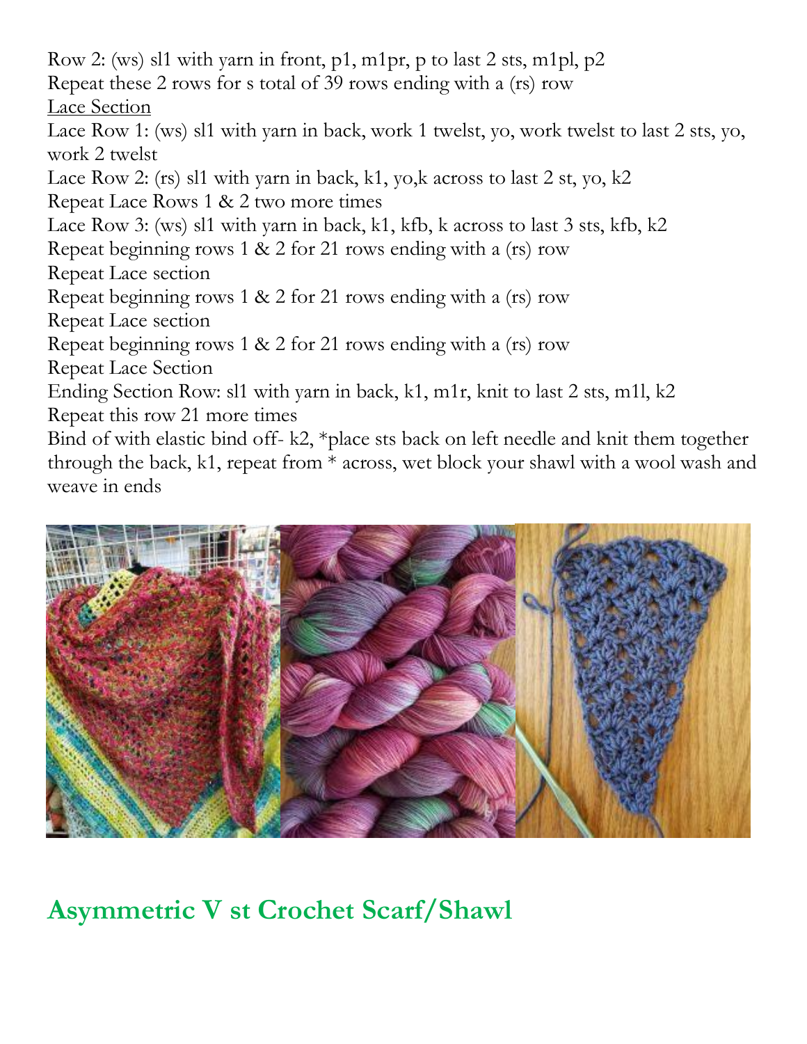Row 2: (ws) sl1 with yarn in front, p1, m1pr, p to last 2 sts, m1pl, p2

Repeat these 2 rows for s total of 39 rows ending with a (rs) row

Lace Section

Lace Row 1: (ws) sl1 with yarn in back, work 1 twelst, yo, work twelst to last 2 sts, yo, work 2 twelst

Lace Row 2: (rs) sl1 with yarn in back, k1, yo,k across to last 2 st, yo, k2

Repeat Lace Rows 1 & 2 two more times

Lace Row 3: (ws) sl1 with yarn in back, k1, kfb, k across to last 3 sts, kfb, k2

Repeat beginning rows 1 & 2 for 21 rows ending with a (rs) row

Repeat Lace section

Repeat beginning rows 1 & 2 for 21 rows ending with a (rs) row

Repeat Lace section

Repeat beginning rows 1 & 2 for 21 rows ending with a (rs) row

Repeat Lace Section

Ending Section Row: sl1 with yarn in back, k1, m1r, knit to last 2 sts, m1l, k2

Repeat this row 21 more times

Bind of with elastic bind off- k2, *place sts back on left needle and knit them together through the back, k1, repeat from * across, wet block your shawl with a wool wash and weave in ends

## Asymmetric V st Crochet Scarf/Shawl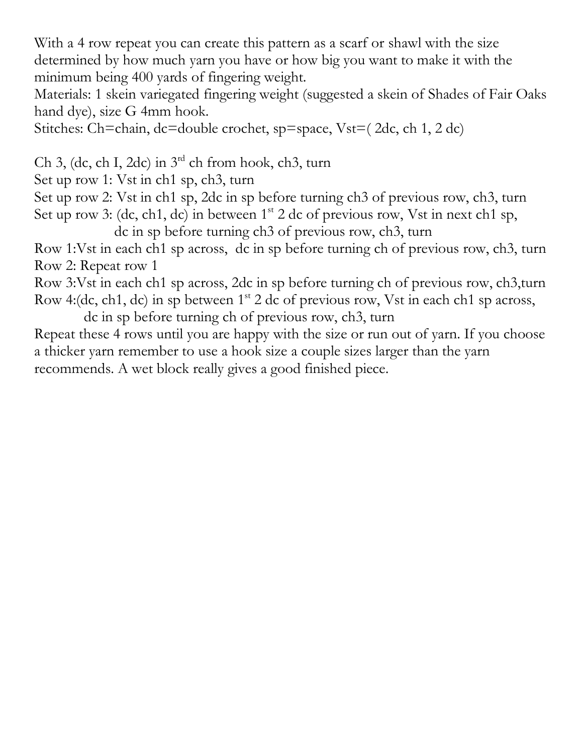With a 4 row repeat you can create this pattern as a scarf or shawl with the size determined by how much yarn you have or how big you want to make it with the minimum being 400 yards of fingering weight.

Materials: 1 skein variegated fingering weight (suggested a skein of Shades of Fair Oaks hand dye), size G 4mm hook.

Stitches: Ch=chain, dc=double crochet, sp=space, Vst=( 2dc, ch 1, 2 dc)

Ch 3, (dc, ch I, 2dc) in 3rd ch from hook, ch3, turn

Set up row 1: Vst in ch1 sp, ch3, turn

Set up row 2: Vst in ch1 sp, 2dc in sp before turning ch3 of previous row, ch3, turn

Set up row 3: (dc, ch1, dc) in between 1st 2 dc of previous row, Vst in next ch1 sp, dc in sp before turning ch3 of previous row, ch3, turn

Row 1:Vst in each ch1 sp across, dc in sp before turning ch of previous row, ch3, turn

Row 2: Repeat row 1

Row 3:Vst in each ch1 sp across, 2dc in sp before turning ch of previous row, ch3,turn

Row 4:(dc, ch1, dc) in sp between 1st 2 dc of previous row, Vst in each ch1 sp across, dc in sp before turning ch of previous row, ch3, turn

Repeat these 4 rows until you are happy with the size or run out of yarn. If you choose a thicker yarn remember to use a hook size a couple sizes larger than the yarn recommends. A wet block really gives a good finished piece.